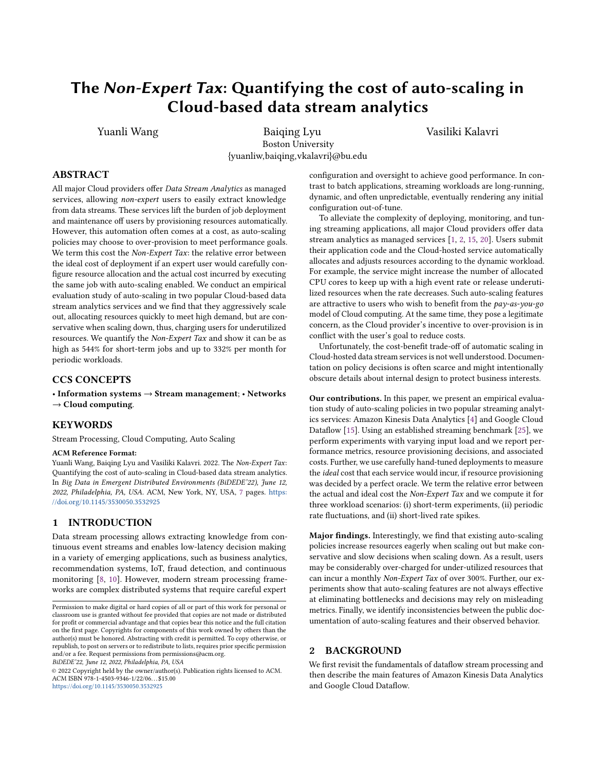# The *Non-Expert Tax*: Quantifying the cost of auto-scaling in Cloud-based data stream analytics

Yuanli Wang, Baiqing Lyu, Vasiliki Kalavri

Boston University

{yuanliw,baiqing,vkalavri}@bu.edu

## ABSTRACT

All major Cloud providers offer *Data Stream Analytics* as managed services, allowing *non-expert* users to easily extract knowledge from data streams. These services lift the burden of job deployment and maintenance off users by provisioning resources automatically. However, this automation often comes at a cost, as auto-scaling policies may choose to over-provision to meet performance goals. We term this cost the *Non-Expert Tax*: the relative error between the ideal cost of deployment if an expert user would carefully configure resource allocation and the actual cost incurred by executing the same job with auto-scaling enabled. We conduct an empirical evaluation study of auto-scaling in two popular Cloud-based data stream analytics services and we find that they aggressively scale out, allocating resources quickly to meet high demand, but are conservative when scaling down, thus, charging users for underutilized resources. We quantify the *Non-Expert Tax* and show it can be as high as 544% for short-term jobs and up to 332% per month for periodic workloads.

## CCS CONCEPTS

• **Information systems** → **Stream management**; • **Networks** → **Cloud computing**.

## KEYWORDS

Stream Processing, Cloud Computing, Auto Scaling

**ACM Reference Format:**

Yuanli Wang, Baiqing Lyu and Vasiliki Kalavri. 2022. The *Non-Expert Tax*: Quantifying the cost of auto-scaling in Cloud-based data stream analytics. In *Big Data in Emergent Distributed Environments (BiDEDE'22), June 12, 2022, Philadelphia, PA, USA.* ACM, New York, NY, USA, 7 pages. https://doi.org/10.1145/3530050.3532925

## 1 INTRODUCTION

Data stream processing allows extracting knowledge from continuous event streams and enables low-latency decision making in a variety of emerging applications, such as business analytics, recommendation systems, IoT, fraud detection, and continuous monitoring [8, 10]. However, modern stream processing frameworks are complex distributed systems that require careful expert configuration and oversight to achieve good performance. In contrast to batch applications, streaming workloads are long-running, dynamic, and often unpredictable, eventually rendering any initial configuration out-of-tune.

To alleviate the complexity of deploying, monitoring, and tuning streaming applications, all major Cloud providers offer data stream analytics as managed services [1, 2, 15, 20]. Users submit their application code and the Cloud-hosted service automatically allocates and adjusts resources according to the dynamic workload. For example, the service might increase the number of allocated CPU cores to keep up with a high event rate or release underutilized resources when the rate decreases. Such auto-scaling features are attractive to users who wish to benefit from the *pay-as-you-go* model of Cloud computing. At the same time, they pose a legitimate concern, as the Cloud provider's incentive to over-provision is in conflict with the user's goal to reduce costs.

Unfortunately, the cost-benefit trade-off of automatic scaling in Cloud-hosted data stream services is not well understood. Documentation on policy decisions is often scarce and might intentionally obscure details about internal design to protect business interests.

**Our contributions.** In this paper, we present an empirical evaluation study of auto-scaling policies in two popular streaming analytics services: Amazon Kinesis Data Analytics [4] and Google Cloud Dataflow [15]. Using an established streaming benchmark [25], we perform experiments with varying input load and we report performance metrics, resource provisioning decisions, and associated costs. Further, we use carefully hand-tuned deployments to measure the *ideal* cost that each service would incur, if resource provisioning was decided by a perfect oracle. We term the relative error between the actual and ideal cost the *Non-Expert Tax* and we compute it for three workload scenarios: (i) short-term experiments, (ii) periodic rate fluctuations, and (ii) short-lived rate spikes.

**Major findings.** Interestingly, we find that existing auto-scaling policies increase resources eagerly when scaling out but make conservative and slow decisions when scaling down. As a result, users may be considerably over-charged for under-utilized resources that can incur a monthly *Non-Expert Tax* of over 300%. Further, our experiments show that auto-scaling features are not always effective at eliminating bottlenecks and decisions may rely on misleading metrics. Finally, we identify inconsistencies between the public documentation of auto-scaling features and their observed behavior.

## 2 BACKGROUND

We first revisit the fundamentals of dataflow stream processing and then describe the main features of Amazon Kinesis Data Analytics and Google Cloud Dataflow.

---

Permission to make digital or hard copies of all or part of this work for personal or classroom use is granted without fee provided that copies are not made or distributed for profit or commercial advantage and that copies bear this notice and the full citation on the first page. Copyrights for components of this work owned by others than the author(s) must be honored. Abstracting with credit is permitted. To copy otherwise, or republish, to post on servers or to redistribute to lists, requires prior specific permission and/or a fee. Request permissions from permissions@acm.org.

*BiDEDE'22, June 12, 2022, Philadelphia, PA, USA*

© 2022 Copyright held by the owner/author(s). Publication rights licensed to ACM.
ACM ISBN 978-1-4503-9346-1/22/06...$15.00
https://doi.org/10.1145/3530050.3532925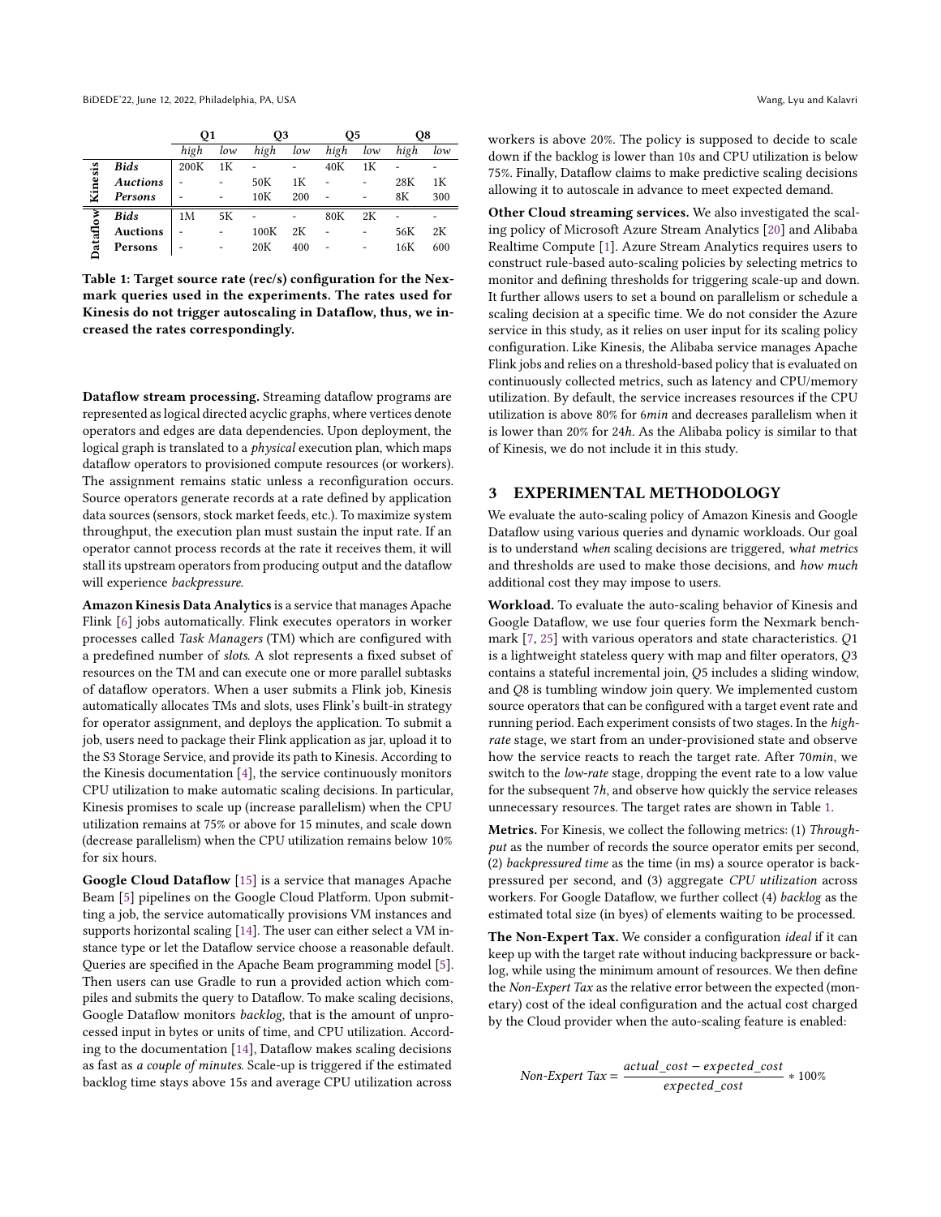| | | Q1 | | Q3 | | Q5 | | Q8 | |
|---|---|---|---|---|---|---|---|---|---|
| | | *high* | *low* | *high* | *low* | *high* | *low* | *high* | *low* |
| Kinesis | ***Bids*** | 200K | 1K | - | - | 40K | 1K | - | - |
| | ***Auctions*** | - | - | 50K | 1K | - | - | 28K | 1K |
| | ***Persons*** | - | - | 10K | 200 | - | - | 8K | 300 |
| Dataflow | ***Bids*** | 1M | 5K | - | - | 80K | 2K | - | - |
| | **Auctions** | - | - | 100K | 2K | - | - | 56K | 2K |
| | **Persons** | - | - | 20K | 400 | - | - | 16K | 600 |

**Table 1: Target source rate (rec/s) configuration for the Nexmark queries used in the experiments. The rates used for Kinesis do not trigger autoscaling in Dataflow, thus, we increased the rates correspondingly.**

**Dataflow stream processing.** Streaming dataflow programs are represented as logical directed acyclic graphs, where vertices denote operators and edges are data dependencies. Upon deployment, the logical graph is translated to a *physical* execution plan, which maps dataflow operators to provisioned compute resources (or workers). The assignment remains static unless a reconfiguration occurs. Source operators generate records at a rate defined by application data sources (sensors, stock market feeds, etc.). To maximize system throughput, the execution plan must sustain the input rate. If an operator cannot process records at the rate it receives them, it will stall its upstream operators from producing output and the dataflow will experience *backpressure*.

**Amazon Kinesis Data Analytics** is a service that manages Apache Flink [6] jobs automatically. Flink executes operators in worker processes called *Task Managers* (TM) which are configured with a predefined number of *slots*. A slot represents a fixed subset of resources on the TM and can execute one or more parallel subtasks of dataflow operators. When a user submits a Flink job, Kinesis automatically allocates TMs and slots, uses Flink's built-in strategy for operator assignment, and deploys the application. To submit a job, users need to package their Flink application as jar, upload it to the S3 Storage Service, and provide its path to Kinesis. According to the Kinesis documentation [4], the service continuously monitors CPU utilization to make automatic scaling decisions. In particular, Kinesis promises to scale up (increase parallelism) when the CPU utilization remains at 75% or above for 15 minutes, and scale down (decrease parallelism) when the CPU utilization remains below 10% for six hours.

**Google Cloud Dataflow** [15] is a service that manages Apache Beam [5] pipelines on the Google Cloud Platform. Upon submitting a job, the service automatically provisions VM instances and supports horizontal scaling [14]. The user can either select a VM instance type or let the Dataflow service choose a reasonable default. Queries are specified in the Apache Beam programming model [5]. Then users can use Gradle to run a provided action which compiles and submits the query to Dataflow. To make scaling decisions, Google Dataflow monitors *backlog*, that is the amount of unprocessed input in bytes or units of time, and CPU utilization. According to the documentation [14], Dataflow makes scaling decisions as fast as *a couple of minutes*. Scale-up is triggered if the estimated backlog time stays above 15*s* and average CPU utilization across workers is above 20%. The policy is supposed to decide to scale down if the backlog is lower than 10*s* and CPU utilization is below 75%. Finally, Dataflow claims to make predictive scaling decisions allowing it to autoscale in advance to meet expected demand.

**Other Cloud streaming services.** We also investigated the scaling policy of Microsoft Azure Stream Analytics [20] and Alibaba Realtime Compute [1]. Azure Stream Analytics requires users to construct rule-based auto-scaling policies by selecting metrics to monitor and defining thresholds for triggering scale-up and down. It further allows users to set a bound on parallelism or schedule a scaling decision at a specific time. We do not consider the Azure service in this study, as it relies on user input for its scaling policy configuration. Like Kinesis, the Alibaba service manages Apache Flink jobs and relies on a threshold-based policy that is evaluated on continuously collected metrics, such as latency and CPU/memory utilization. By default, the service increases resources if the CPU utilization is above 80% for 6*min* and decreases parallelism when it is lower than 20% for 24*h*. As the Alibaba policy is similar to that of Kinesis, we do not include it in this study.

## 3 EXPERIMENTAL METHODOLOGY

We evaluate the auto-scaling policy of Amazon Kinesis and Google Dataflow using various queries and dynamic workloads. Our goal is to understand *when* scaling decisions are triggered, *what metrics* and thresholds are used to make those decisions, and *how much* additional cost they may impose to users.

**Workload.** To evaluate the auto-scaling behavior of Kinesis and Google Dataflow, we use four queries form the Nexmark benchmark [7, 25] with various operators and state characteristics. $Q1$ is a lightweight stateless query with map and filter operators, $Q3$ contains a stateful incremental join, $Q5$ includes a sliding window, and $Q8$ is tumbling window join query. We implemented custom source operators that can be configured with a target event rate and running period. Each experiment consists of two stages. In the *high-rate* stage, we start from an under-provisioned state and observe how the service reacts to reach the target rate. After 70*min*, we switch to the *low-rate* stage, dropping the event rate to a low value for the subsequent 7*h*, and observe how quickly the service releases unnecessary resources. The target rates are shown in Table 1.

**Metrics.** For Kinesis, we collect the following metrics: (1) *Throughput* as the number of records the source operator emits per second, (2) *backpressured time* as the time (in ms) a source operator is backpressured per second, and (3) aggregate *CPU utilization* across workers. For Google Dataflow, we further collect (4) *backlog* as the estimated total size (in byes) of elements waiting to be processed.

**The Non-Expert Tax.** We consider a configuration *ideal* if it can keep up with the target rate without inducing backpressure or backlog, while using the minimum amount of resources. We then define the *Non-Expert Tax* as the relative error between the expected (monetary) cost of the ideal configuration and the actual cost charged by the Cloud provider when the auto-scaling feature is enabled:

$$\textit{Non-Expert Tax} = \frac{actual\_cost - expected\_cost}{expected\_cost} * 100\%$$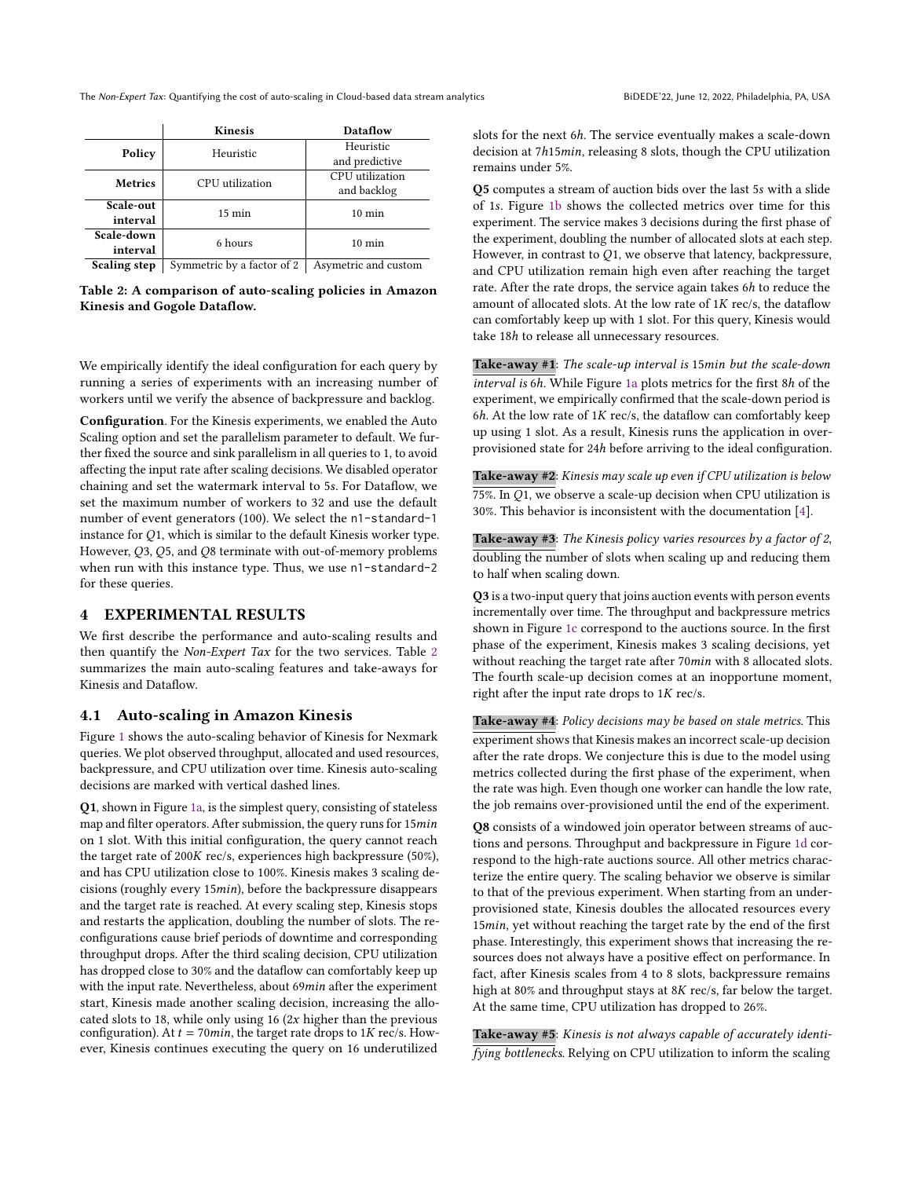| | Kinesis | Dataflow |
|---|---|---|
| **Policy** | Heuristic | Heuristic and predictive |
| **Metrics** | CPU utilization | CPU utilization and backlog |
| **Scale-out interval** | 15 min | 10 min |
| **Scale-down interval** | 6 hours | 10 min |
| **Scaling step** | Symmetric by a factor of 2 | Asymetric and custom |

**Table 2: A comparison of auto-scaling policies in Amazon Kinesis and Gogole Dataflow.**

We empirically identify the ideal configuration for each query by running a series of experiments with an increasing number of workers until we verify the absence of backpressure and backlog.

**Configuration**. For the Kinesis experiments, we enabled the Auto Scaling option and set the parallelism parameter to default. We further fixed the source and sink parallelism in all queries to 1, to avoid affecting the input rate after scaling decisions. We disabled operator chaining and set the watermark interval to 5*s*. For Dataflow, we set the maximum number of workers to 32 and use the default number of event generators (100). We select the `n1-standard-1` instance for *Q*1, which is similar to the default Kinesis worker type. However, *Q*3, *Q*5, and *Q*8 terminate with out-of-memory problems when run with this instance type. Thus, we use `n1-standard-2` for these queries.

## 4 EXPERIMENTAL RESULTS

We first describe the performance and auto-scaling results and then quantify the *Non-Expert Tax* for the two services. Table 2 summarizes the main auto-scaling features and take-aways for Kinesis and Dataflow.

### 4.1 Auto-scaling in Amazon Kinesis

Figure 1 shows the auto-scaling behavior of Kinesis for Nexmark queries. We plot observed throughput, allocated and used resources, backpressure, and CPU utilization over time. Kinesis auto-scaling decisions are marked with vertical dashed lines.

**Q1**, shown in Figure 1a, is the simplest query, consisting of stateless map and filter operators. After submission, the query runs for 15*min* on 1 slot. With this initial configuration, the query cannot reach the target rate of 200*K* rec/s, experiences high backpressure (50%), and has CPU utilization close to 100%. Kinesis makes 3 scaling decisions (roughly every 15*min*), before the backpressure disappears and the target rate is reached. At every scaling step, Kinesis stops and restarts the application, doubling the number of slots. The reconfigurations cause brief periods of downtime and corresponding throughput drops. After the third scaling decision, CPU utilization has dropped close to 30% and the dataflow can comfortably keep up with the input rate. Nevertheless, about 69*min* after the experiment start, Kinesis made another scaling decision, increasing the allocated slots to 18, while only using 16 (2*x* higher than the previous configuration). At $t = 70min$, the target rate drops to 1*K* rec/s. However, Kinesis continues executing the query on 16 underutilized slots for the next 6*h*. The service eventually makes a scale-down decision at 7*h*15*min*, releasing 8 slots, though the CPU utilization remains under 5%.

**Q5** computes a stream of auction bids over the last 5*s* with a slide of 1*s*. Figure 1b shows the collected metrics over time for this experiment. The service makes 3 decisions during the first phase of the experiment, doubling the number of allocated slots at each step. However, in contrast to *Q*1, we observe that latency, backpressure, and CPU utilization remain high even after reaching the target rate. After the rate drops, the service again takes 6*h* to reduce the amount of allocated slots. At the low rate of 1*K* rec/s, the dataflow can comfortably keep up with 1 slot. For this query, Kinesis would take 18*h* to release all unnecessary resources.

**Take-away #1**: *The scale-up interval is* 15*min but the scale-down interval is* 6*h*. While Figure 1a plots metrics for the first 8*h* of the experiment, we empirically confirmed that the scale-down period is 6*h*. At the low rate of 1*K* rec/s, the dataflow can comfortably keep up using 1 slot. As a result, Kinesis runs the application in over-provisioned state for 24*h* before arriving to the ideal configuration.

**Take-away #2**: *Kinesis may scale up even if CPU utilization is below* 75%. In *Q*1, we observe a scale-up decision when CPU utilization is 30%. This behavior is inconsistent with the documentation [4].

**Take-away #3**: *The Kinesis policy varies resources by a factor of 2*, doubling the number of slots when scaling up and reducing them to half when scaling down.

**Q3** is a two-input query that joins auction events with person events incrementally over time. The throughput and backpressure metrics shown in Figure 1c correspond to the auctions source. In the first phase of the experiment, Kinesis makes 3 scaling decisions, yet without reaching the target rate after 70*min* with 8 allocated slots. The fourth scale-up decision comes at an inopportune moment, right after the input rate drops to 1*K* rec/s.

**Take-away #4**: *Policy decisions may be based on stale metrics*. This experiment shows that Kinesis makes an incorrect scale-up decision after the rate drops. We conjecture this is due to the model using metrics collected during the first phase of the experiment, when the rate was high. Even though one worker can handle the low rate, the job remains over-provisioned until the end of the experiment.

**Q8** consists of a windowed join operator between streams of auctions and persons. Throughput and backpressure in Figure 1d correspond to the high-rate auctions source. All other metrics characterize the entire query. The scaling behavior we observe is similar to that of the previous experiment. When starting from an under-provisioned state, Kinesis doubles the allocated resources every 15*min*, yet without reaching the target rate by the end of the first phase. Interestingly, this experiment shows that increasing the resources does not always have a positive effect on performance. In fact, after Kinesis scales from 4 to 8 slots, backpressure remains high at 80% and throughput stays at 8*K* rec/s, far below the target. At the same time, CPU utilization has dropped to 26%.

**Take-away #5**: *Kinesis is not always capable of accurately identifying bottlenecks*. Relying on CPU utilization to inform the scaling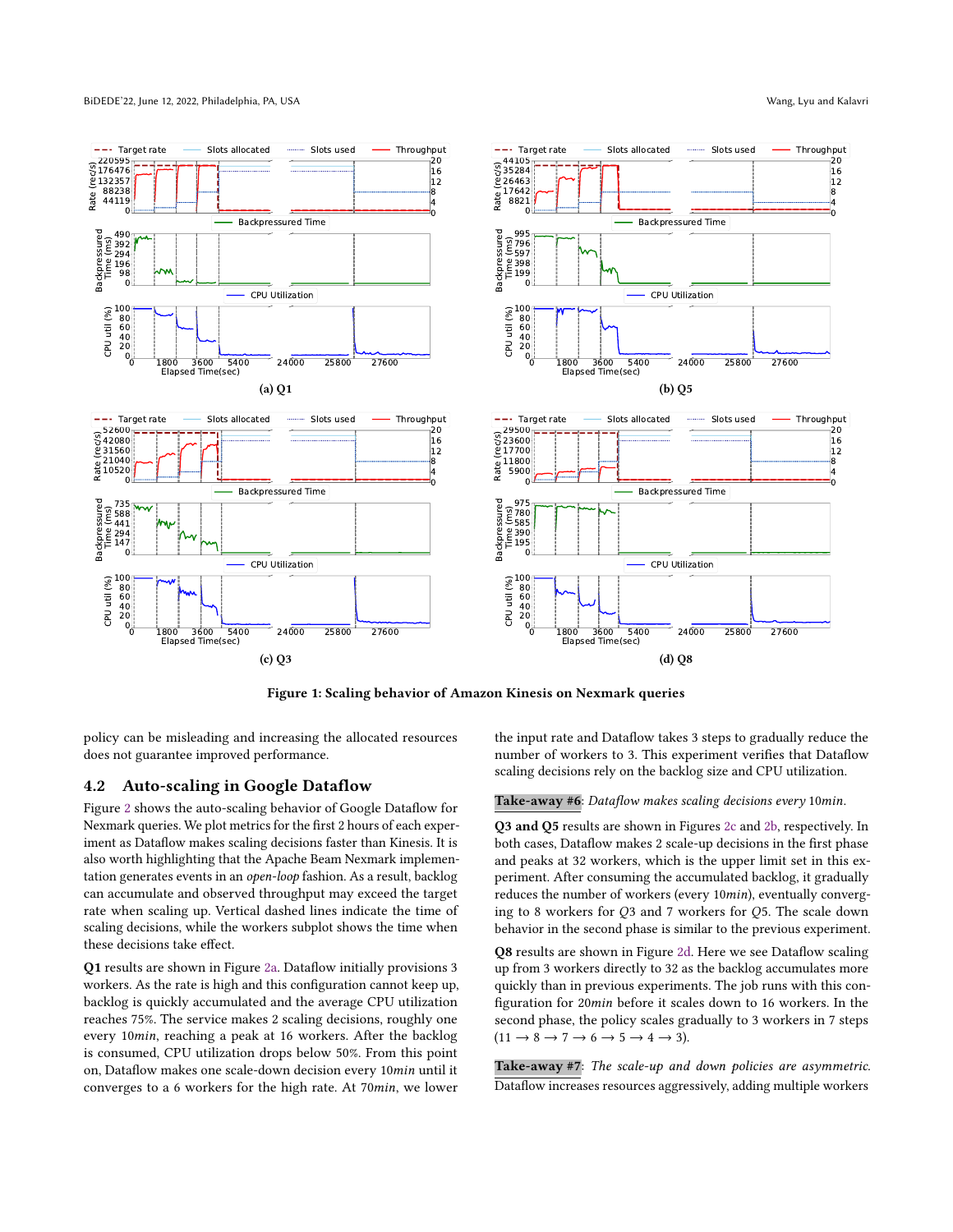Figure 1: Scaling behavior of Amazon Kinesis on Nexmark queries

policy can be misleading and increasing the allocated resources does not guarantee improved performance.

## 4.2 Auto-scaling in Google Dataflow

Figure 2 shows the auto-scaling behavior of Google Dataflow for Nexmark queries. We plot metrics for the first 2 hours of each experiment as Dataflow makes scaling decisions faster than Kinesis. It is also worth highlighting that the Apache Beam Nexmark implementation generates events in an *open-loop* fashion. As a result, backlog can accumulate and observed throughput may exceed the target rate when scaling up. Vertical dashed lines indicate the time of scaling decisions, while the workers subplot shows the time when these decisions take effect.

**Q1** results are shown in Figure 2a. Dataflow initially provisions 3 workers. As the rate is high and this configuration cannot keep up, backlog is quickly accumulated and the average CPU utilization reaches 75%. The service makes 2 scaling decisions, roughly one every 10*min*, reaching a peak at 16 workers. After the backlog is consumed, CPU utilization drops below 50%. From this point on, Dataflow makes one scale-down decision every 10*min* until it converges to a 6 workers for the high rate. At 70*min*, we lower the input rate and Dataflow takes 3 steps to gradually reduce the number of workers to 3. This experiment verifies that Dataflow scaling decisions rely on the backlog size and CPU utilization.

**Take-away #6**: *Dataflow makes scaling decisions every* 10*min*.

**Q3 and Q5** results are shown in Figures 2c and 2b, respectively. In both cases, Dataflow makes 2 scale-up decisions in the first phase and peaks at 32 workers, which is the upper limit set in this experiment. After consuming the accumulated backlog, it gradually reduces the number of workers (every 10*min*), eventually converging to 8 workers for *Q*3 and 7 workers for *Q*5. The scale down behavior in the second phase is similar to the previous experiment.

**Q8** results are shown in Figure 2d. Here we see Dataflow scaling up from 3 workers directly to 32 as the backlog accumulates more quickly than in previous experiments. The job runs with this configuration for 20*min* before it scales down to 16 workers. In the second phase, the policy scales gradually to 3 workers in 7 steps ($11 \rightarrow 8 \rightarrow 7 \rightarrow 6 \rightarrow 5 \rightarrow 4 \rightarrow 3$).

**Take-away #7**: *The scale-up and down policies are asymmetric.* Dataflow increases resources aggressively, adding multiple workers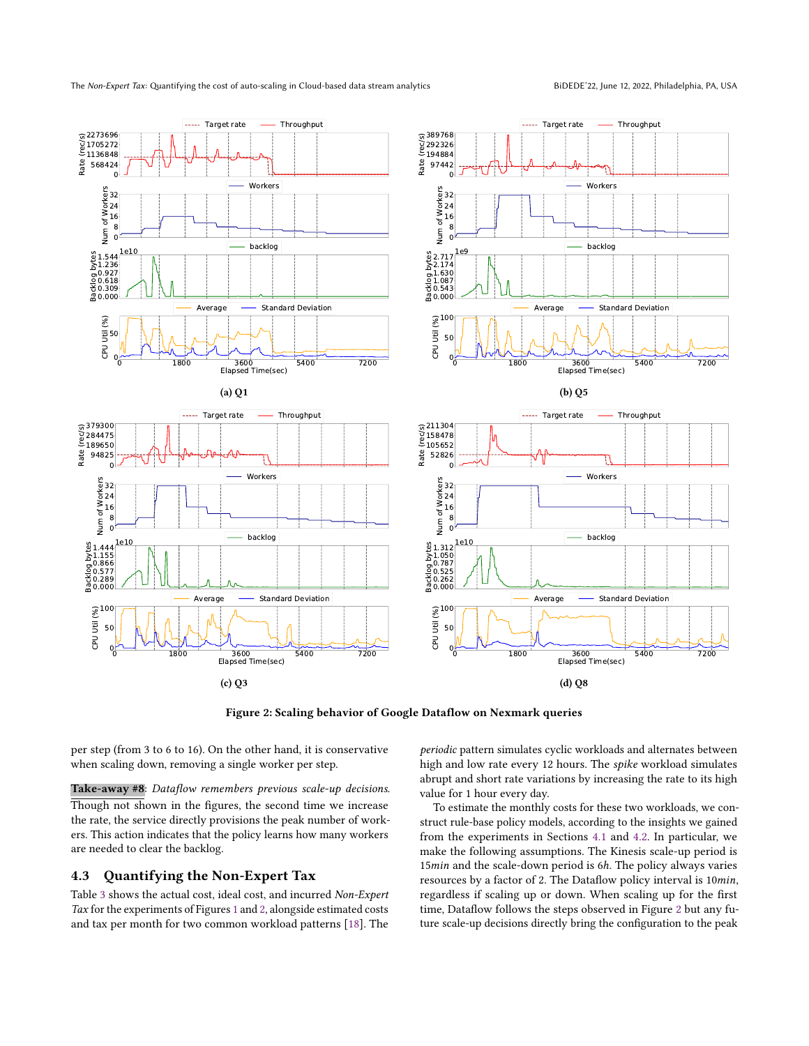(a) Q1

(b) Q5

(c) Q3

(d) Q8

**Figure 2: Scaling behavior of Google Dataflow on Nexmark queries**

per step (from 3 to 6 to 16). On the other hand, it is conservative when scaling down, removing a single worker per step.

**Take-away #8**: *Dataflow remembers previous scale-up decisions.* Though not shown in the figures, the second time we increase the rate, the service directly provisions the peak number of workers. This action indicates that the policy learns how many workers are needed to clear the backlog.

## 4.3 Quantifying the Non-Expert Tax

Table 3 shows the actual cost, ideal cost, and incurred *Non-Expert Tax* for the experiments of Figures 1 and 2, alongside estimated costs and tax per month for two common workload patterns [18]. The *periodic* pattern simulates cyclic workloads and alternates between high and low rate every 12 hours. The *spike* workload simulates abrupt and short rate variations by increasing the rate to its high value for 1 hour every day.

To estimate the monthly costs for these two workloads, we construct rule-base policy models, according to the insights we gained from the experiments in Sections 4.1 and 4.2. In particular, we make the following assumptions. The Kinesis scale-up period is 15*min* and the scale-down period is 6*h*. The policy always varies resources by a factor of 2. The Dataflow policy interval is 10*min*, regardless if scaling up or down. When scaling up for the first time, Dataflow follows the steps observed in Figure 2 but any future scale-up decisions directly bring the configuration to the peak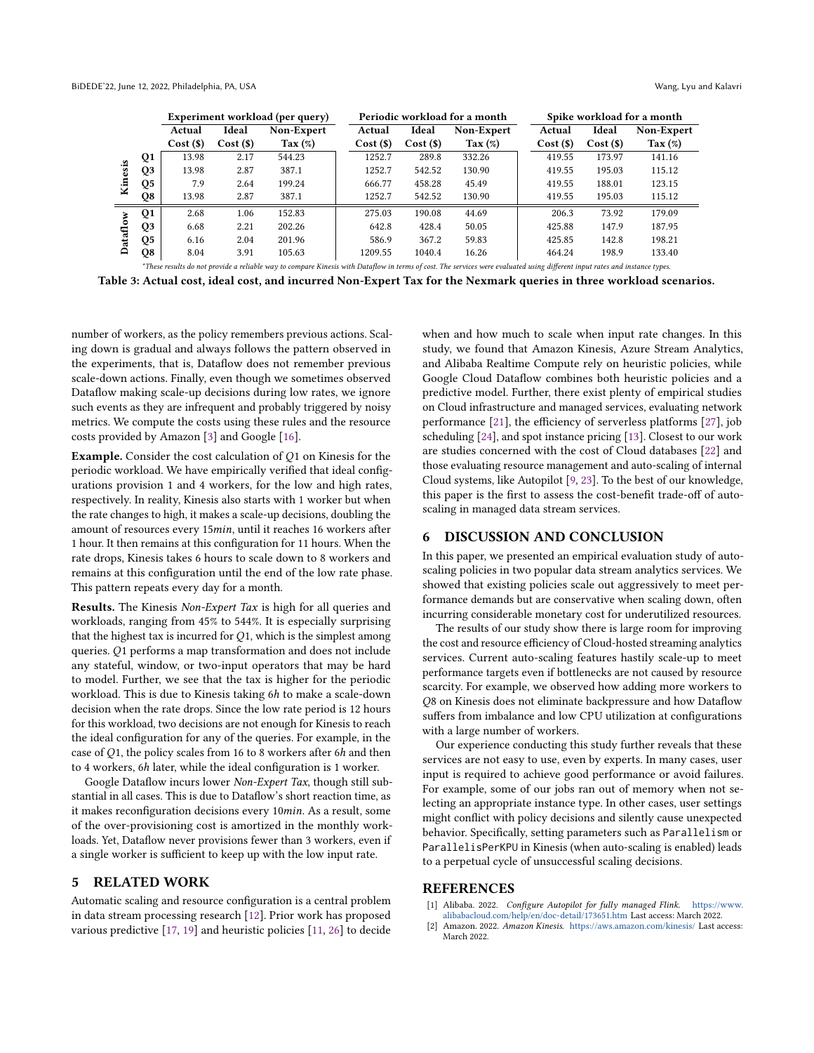| | | Experiment workload (per query) | | | Periodic workload for a month | | | Spike workload for a month | | |
|---|---|---|---|---|---|---|---|---|---|---|
| | | Actual Cost ($) | Ideal Cost ($) | Non-Expert Tax (%) | Actual Cost ($) | Ideal Cost ($) | Non-Expert Tax (%) | Actual Cost ($) | Ideal Cost ($) | Non-Expert Tax (%) |
| Kinesis | Q1 | 13.98 | 2.17 | 544.23 | 1252.7 | 289.8 | 332.26 | 419.55 | 173.97 | 141.16 |
| | Q3 | 13.98 | 2.87 | 387.1 | 1252.7 | 542.52 | 130.90 | 419.55 | 195.03 | 115.12 |
| | Q5 | 7.9 | 2.64 | 199.24 | 666.77 | 458.28 | 45.49 | 419.55 | 188.01 | 123.15 |
| | Q8 | 13.98 | 2.87 | 387.1 | 1252.7 | 542.52 | 130.90 | 419.55 | 195.03 | 115.12 |
| Dataflow | Q1 | 2.68 | 1.06 | 152.83 | 275.03 | 190.08 | 44.69 | 206.3 | 73.92 | 179.09 |
| | Q3 | 6.68 | 2.21 | 202.26 | 642.8 | 428.4 | 50.05 | 425.88 | 147.9 | 187.95 |
| | Q5 | 6.16 | 2.04 | 201.96 | 586.9 | 367.2 | 59.83 | 425.85 | 142.8 | 198.21 |
| | Q8 | 8.04 | 3.91 | 105.63 | 1209.55 | 1040.4 | 16.26 | 464.24 | 198.9 | 133.40 |

*These results do not provide a reliable way to compare Kinesis with Dataflow in terms of cost. The services were evaluated using different input rates and instance types.

**Table 3: Actual cost, ideal cost, and incurred Non-Expert Tax for the Nexmark queries in three workload scenarios.**

number of workers, as the policy remembers previous actions. Scaling down is gradual and always follows the pattern observed in the experiments, that is, Dataflow does not remember previous scale-down actions. Finally, even though we sometimes observed Dataflow making scale-up decisions during low rates, we ignore such events as they are infrequent and probably triggered by noisy metrics. We compute the costs using these rules and the resource costs provided by Amazon [3] and Google [16].

**Example.** Consider the cost calculation of $Q1$ on Kinesis for the periodic workload. We have empirically verified that ideal configurations provision 1 and 4 workers, for the low and high rates, respectively. In reality, Kinesis also starts with 1 worker but when the rate changes to high, it makes a scale-up decisions, doubling the amount of resources every 15*min*, until it reaches 16 workers after 1 hour. It then remains at this configuration for 11 hours. When the rate drops, Kinesis takes 6 hours to scale down to 8 workers and remains at this configuration until the end of the low rate phase. This pattern repeats every day for a month.

**Results.** The Kinesis *Non-Expert Tax* is high for all queries and workloads, ranging from 45% to 544%. It is especially surprising that the highest tax is incurred for $Q1$, which is the simplest among queries. $Q1$ performs a map transformation and does not include any stateful, window, or two-input operators that may be hard to model. Further, we see that the tax is higher for the periodic workload. This is due to Kinesis taking 6*h* to make a scale-down decision when the rate drops. Since the low rate period is 12 hours for this workload, two decisions are not enough for Kinesis to reach the ideal configuration for any of the queries. For example, in the case of $Q1$, the policy scales from 16 to 8 workers after 6*h* and then to 4 workers, 6*h* later, while the ideal configuration is 1 worker.

Google Dataflow incurs lower *Non-Expert Tax*, though still substantial in all cases. This is due to Dataflow's short reaction time, as it makes reconfiguration decisions every 10*min*. As a result, some of the over-provisioning cost is amortized in the monthly workloads. Yet, Dataflow never provisions fewer than 3 workers, even if a single worker is sufficient to keep up with the low input rate.

## 5 RELATED WORK

Automatic scaling and resource configuration is a central problem in data stream processing research [12]. Prior work has proposed various predictive [17, 19] and heuristic policies [11, 26] to decide when and how much to scale when input rate changes. In this study, we found that Amazon Kinesis, Azure Stream Analytics, and Alibaba Realtime Compute rely on heuristic policies, while Google Cloud Dataflow combines both heuristic policies and a predictive model. Further, there exist plenty of empirical studies on Cloud infrastructure and managed services, evaluating network performance [21], the efficiency of serverless platforms [27], job scheduling [24], and spot instance pricing [13]. Closest to our work are studies concerned with the cost of Cloud databases [22] and those evaluating resource management and auto-scaling of internal Cloud systems, like Autopilot [9, 23]. To the best of our knowledge, this paper is the first to assess the cost-benefit trade-off of auto-scaling in managed data stream services.

## 6 DISCUSSION AND CONCLUSION

In this paper, we presented an empirical evaluation study of auto-scaling policies in two popular data stream analytics services. We showed that existing policies scale out aggressively to meet performance demands but are conservative when scaling down, often incurring considerable monetary cost for underutilized resources.

The results of our study show there is large room for improving the cost and resource efficiency of Cloud-hosted streaming analytics services. Current auto-scaling features hastily scale-up to meet performance targets even if bottlenecks are not caused by resource scarcity. For example, we observed how adding more workers to $Q8$ on Kinesis does not eliminate backpressure and how Dataflow suffers from imbalance and low CPU utilization at configurations with a large number of workers.

Our experience conducting this study further reveals that these services are not easy to use, even by experts. In many cases, user input is required to achieve good performance or avoid failures. For example, some of our jobs ran out of memory when not selecting an appropriate instance type. In other cases, user settings might conflict with policy decisions and silently cause unexpected behavior. Specifically, setting parameters such as `Parallelism` or `ParallelisPerKPU` in Kinesis (when auto-scaling is enabled) leads to a perpetual cycle of unsuccessful scaling decisions.

## REFERENCES

[1] Alibaba. 2022. *Configure Autopilot for fully managed Flink.* https://www.alibabacloud.com/help/en/doc-detail/173651.htm Last access: March 2022.

[2] Amazon. 2022. *Amazon Kinesis.* https://aws.amazon.com/kinesis/ Last access: March 2022.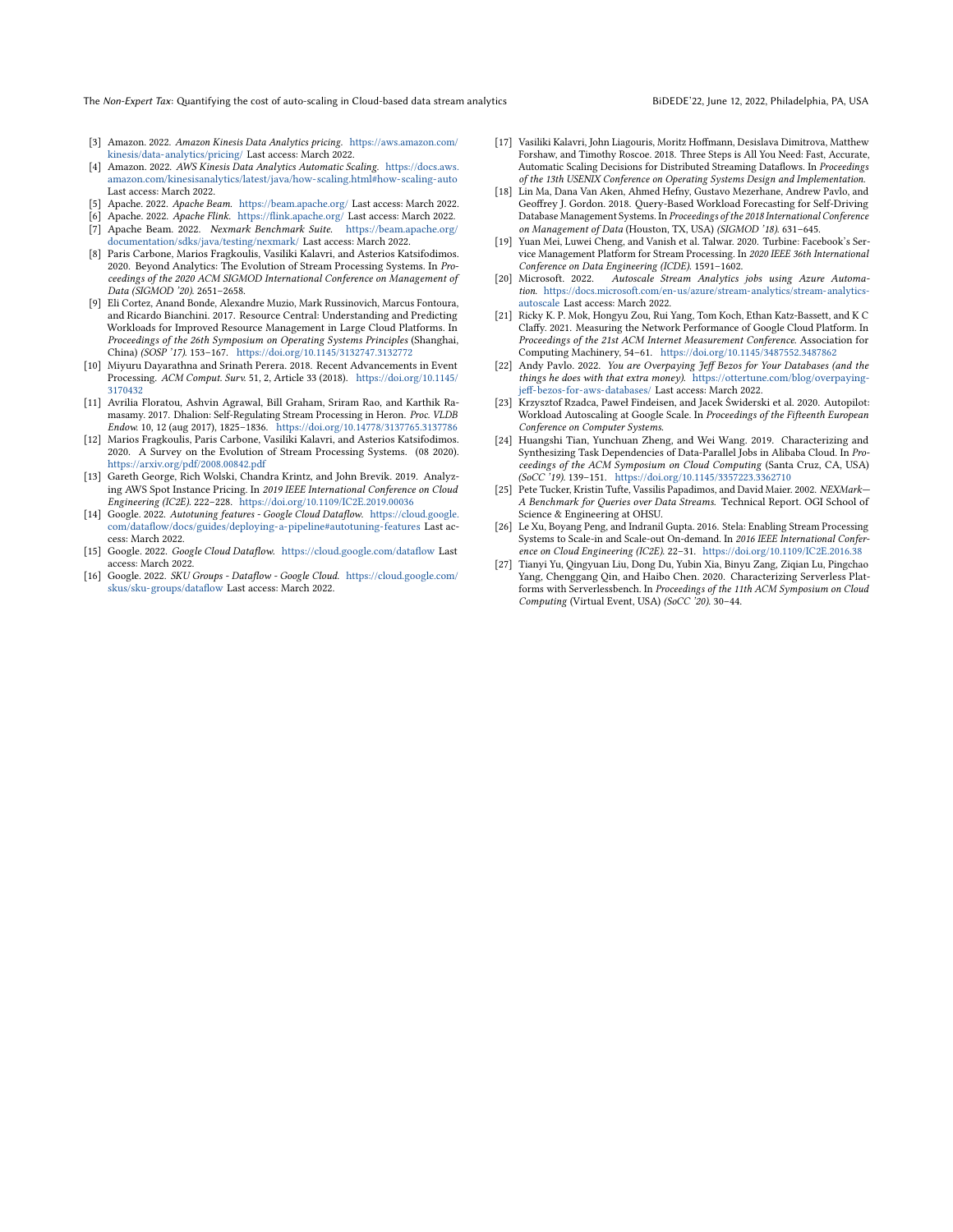[3] Amazon. 2022. *Amazon Kinesis Data Analytics pricing.* https://aws.amazon.com/kinesis/data-analytics/pricing/ Last access: March 2022.

[4] Amazon. 2022. *AWS Kinesis Data Analytics Automatic Scaling.* https://docs.aws.amazon.com/kinesisanalytics/latest/java/how-scaling.html#how-scaling-auto Last access: March 2022.

[5] Apache. 2022. *Apache Beam.* https://beam.apache.org/ Last access: March 2022.

[6] Apache. 2022. *Apache Flink.* https://flink.apache.org/ Last access: March 2022.

[7] Apache Beam. 2022. *Nexmark Benchmark Suite.* https://beam.apache.org/documentation/sdks/java/testing/nexmark/ Last access: March 2022.

[8] Paris Carbone, Marios Fragkoulis, Vasiliki Kalavri, and Asterios Katsifodimos. 2020. Beyond Analytics: The Evolution of Stream Processing Systems. In *Proceedings of the 2020 ACM SIGMOD International Conference on Management of Data (SIGMOD '20)*. 2651–2658.

[9] Eli Cortez, Anand Bonde, Alexandre Muzio, Mark Russinovich, Marcus Fontoura, and Ricardo Bianchini. 2017. Resource Central: Understanding and Predicting Workloads for Improved Resource Management in Large Cloud Platforms. In *Proceedings of the 26th Symposium on Operating Systems Principles* (Shanghai, China) *(SOSP '17)*. 153–167. https://doi.org/10.1145/3132747.3132772

[10] Miyuru Dayarathna and Srinath Perera. 2018. Recent Advancements in Event Processing. *ACM Comput. Surv.* 51, 2, Article 33 (2018). https://doi.org/10.1145/3170432

[11] Avrilia Floratou, Ashvin Agrawal, Bill Graham, Sriram Rao, and Karthik Ramasamy. 2017. Dhalion: Self-Regulating Stream Processing in Heron. *Proc. VLDB Endow.* 10, 12 (aug 2017), 1825–1836. https://doi.org/10.14778/3137765.3137786

[12] Marios Fragkoulis, Paris Carbone, Vasiliki Kalavri, and Asterios Katsifodimos. 2020. A Survey on the Evolution of Stream Processing Systems. (08 2020). https://arxiv.org/pdf/2008.00842.pdf

[13] Gareth George, Rich Wolski, Chandra Krintz, and John Brevik. 2019. Analyzing AWS Spot Instance Pricing. In *2019 IEEE International Conference on Cloud Engineering (IC2E)*. 222–228. https://doi.org/10.1109/IC2E.2019.00036

[14] Google. 2022. *Autotuning features - Google Cloud Dataflow.* https://cloud.google.com/dataflow/docs/guides/deploying-a-pipeline#autotuning-features Last access: March 2022.

[15] Google. 2022. *Google Cloud Dataflow.* https://cloud.google.com/dataflow Last access: March 2022.

[16] Google. 2022. *SKU Groups - Dataflow - Google Cloud.* https://cloud.google.com/skus/sku-groups/dataflow Last access: March 2022.

[17] Vasiliki Kalavri, John Liagouris, Moritz Hoffmann, Desislava Dimitrova, Matthew Forshaw, and Timothy Roscoe. 2018. Three Steps is All You Need: Fast, Accurate, Automatic Scaling Decisions for Distributed Streaming Dataflows. In *Proceedings of the 13th USENIX Conference on Operating Systems Design and Implementation.*

[18] Lin Ma, Dana Van Aken, Ahmed Hefny, Gustavo Mezerhane, Andrew Pavlo, and Geoffrey J. Gordon. 2018. Query-Based Workload Forecasting for Self-Driving Database Management Systems. In *Proceedings of the 2018 International Conference on Management of Data* (Houston, TX, USA) *(SIGMOD '18)*. 631–645.

[19] Yuan Mei, Luwei Cheng, and Vanish et al. Talwar. 2020. Turbine: Facebook's Service Management Platform for Stream Processing. In *2020 IEEE 36th International Conference on Data Engineering (ICDE)*. 1591–1602.

[20] Microsoft. 2022. *Autoscale Stream Analytics jobs using Azure Automation.* https://docs.microsoft.com/en-us/azure/stream-analytics/stream-analytics-autoscale Last access: March 2022.

[21] Ricky K. P. Mok, Hongyu Zou, Rui Yang, Tom Koch, Ethan Katz-Bassett, and K C Claffy. 2021. Measuring the Network Performance of Google Cloud Platform. In *Proceedings of the 21st ACM Internet Measurement Conference.* Association for Computing Machinery, 54–61. https://doi.org/10.1145/3487552.3487862

[22] Andy Pavlo. 2022. *You are Overpaying Jeff Bezos for Your Databases (and the things he does with that extra money).* https://ottertune.com/blog/overpaying-jeff-bezos-for-aws-databases/ Last access: March 2022.

[23] Krzysztof Rzadca, Paweł Findeisen, and Jacek Świderski et al. 2020. Autopilot: Workload Autoscaling at Google Scale. In *Proceedings of the Fifteenth European Conference on Computer Systems.*

[24] Huangshi Tian, Yunchuan Zheng, and Wei Wang. 2019. Characterizing and Synthesizing Task Dependencies of Data-Parallel Jobs in Alibaba Cloud. In *Proceedings of the ACM Symposium on Cloud Computing* (Santa Cruz, CA, USA) *(SoCC '19)*. 139–151. https://doi.org/10.1145/3357223.3362710

[25] Pete Tucker, Kristin Tufte, Vassilis Papadimos, and David Maier. 2002. *NEXMark—A Benchmark for Queries over Data Streams.* Technical Report. OGI School of Science & Engineering at OHSU.

[26] Le Xu, Boyang Peng, and Indranil Gupta. 2016. Stela: Enabling Stream Processing Systems to Scale-in and Scale-out On-demand. In *2016 IEEE International Conference on Cloud Engineering (IC2E)*. 22–31. https://doi.org/10.1109/IC2E.2016.38

[27] Tianyi Yu, Qingyuan Liu, Dong Du, Yubin Xia, Binyu Zang, Ziqian Lu, Pingchao Yang, Chenggang Qin, and Haibo Chen. 2020. Characterizing Serverless Platforms with Serverlessbench. In *Proceedings of the 11th ACM Symposium on Cloud Computing* (Virtual Event, USA) *(SoCC '20)*. 30–44.